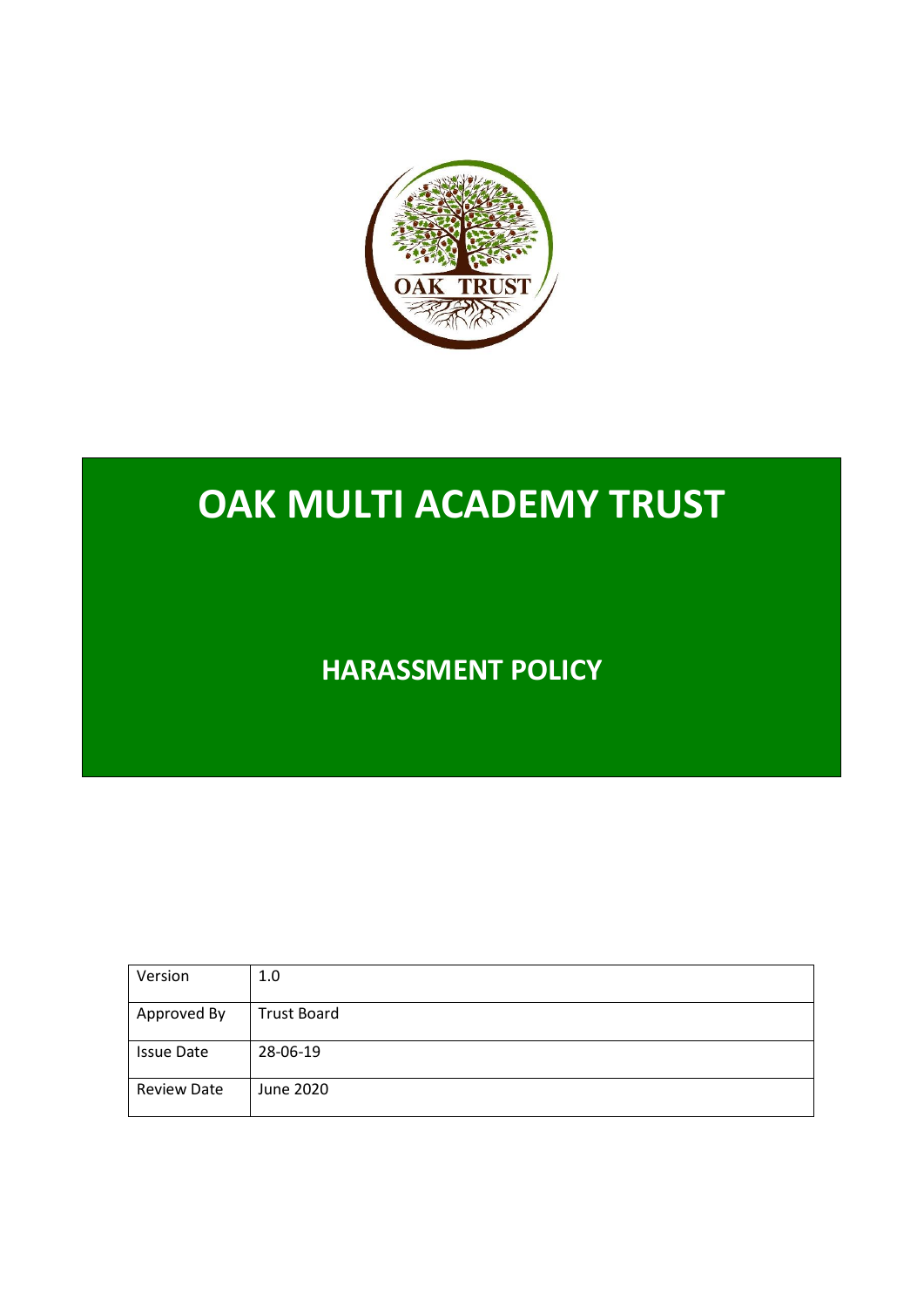# OAK MULTI ACADEMY TRUST

## HARASSMENT POLICY

| Version | 1.0 |
|---|---|
| Approved By | Trust Board |
| Issue Date | 28-06-19 |
| Review Date | June 2020 |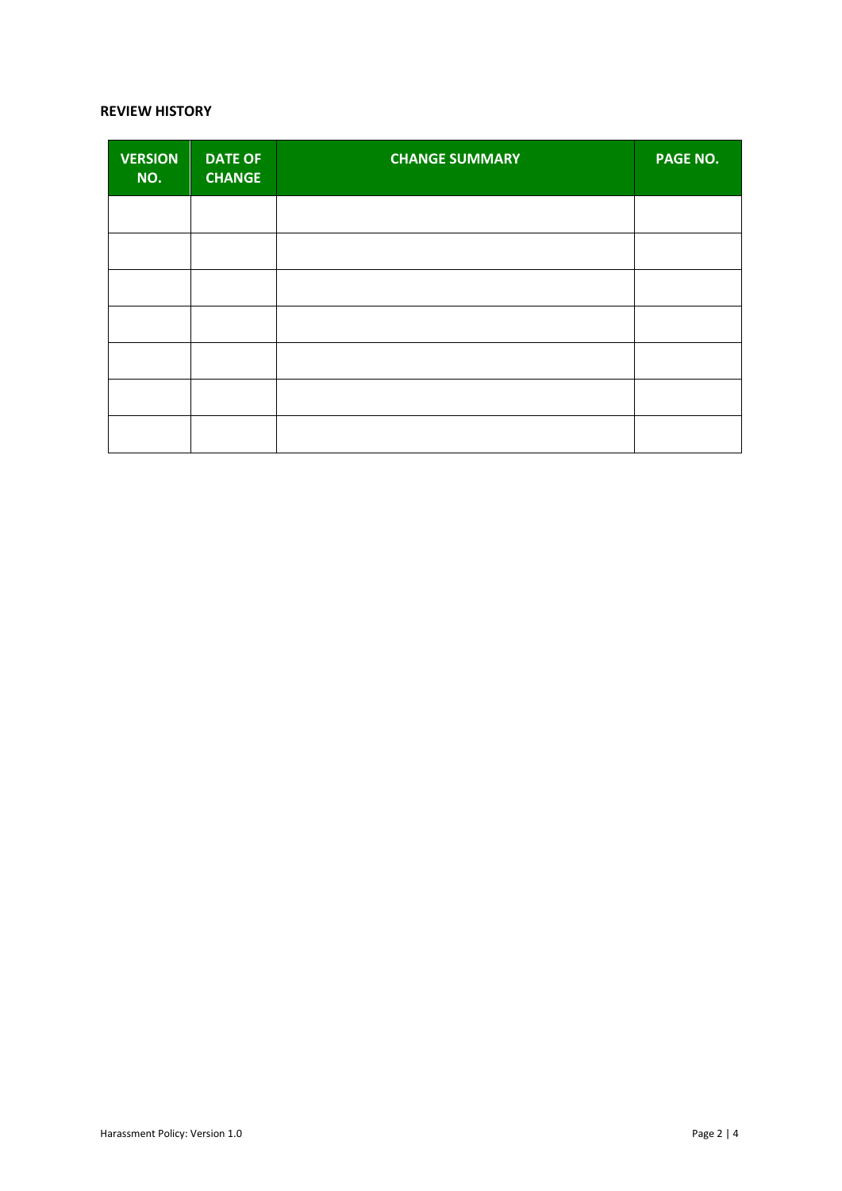**REVIEW HISTORY**

| VERSION NO. | DATE OF CHANGE | CHANGE SUMMARY | PAGE NO. |
|---|---|---|---|
| | | | |
| | | | |
| | | | |
| | | | |
| | | | |
| | | | |
| | | | |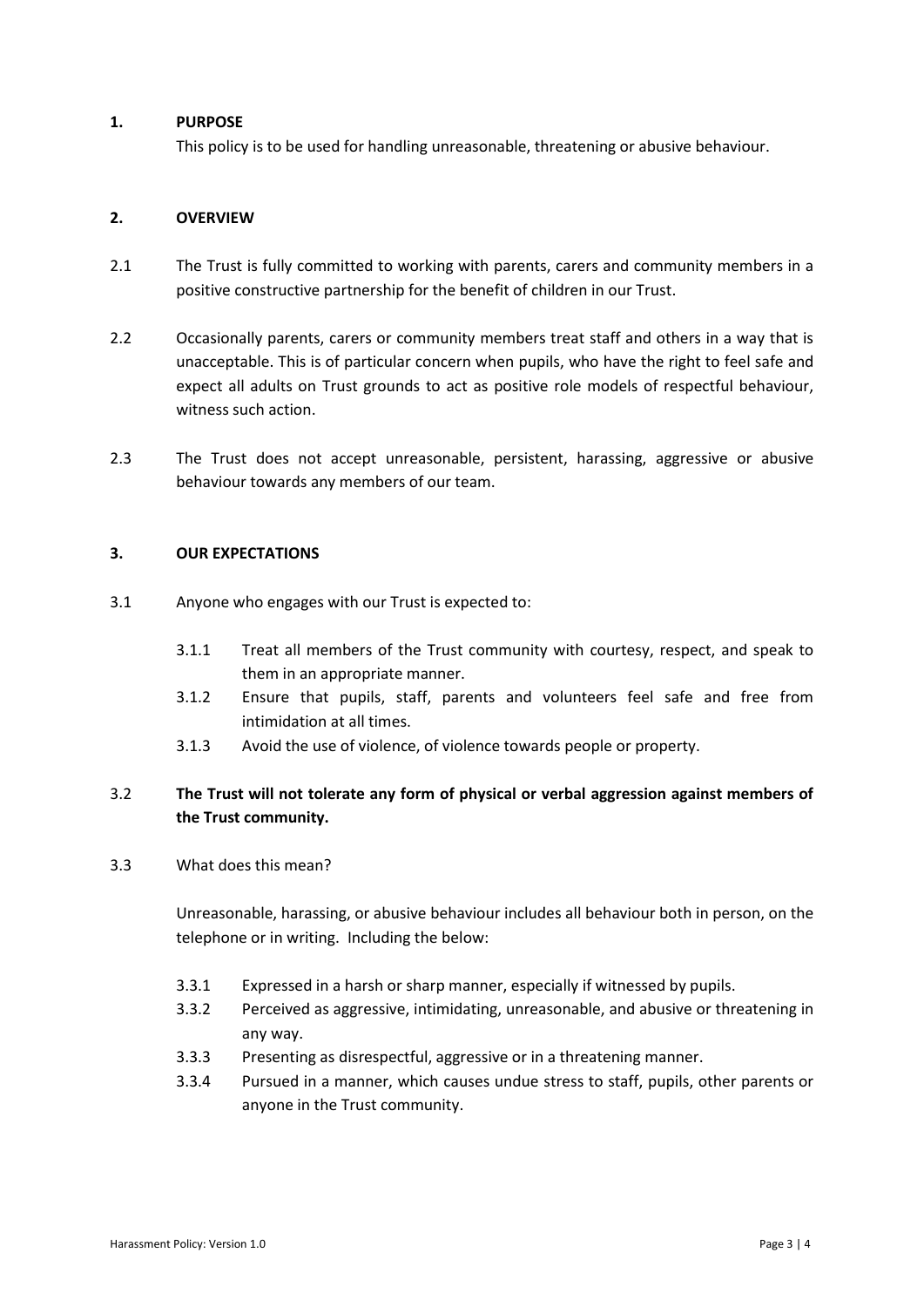## 1. PURPOSE

This policy is to be used for handling unreasonable, threatening or abusive behaviour.

## 2. OVERVIEW

2.1 The Trust is fully committed to working with parents, carers and community members in a positive constructive partnership for the benefit of children in our Trust.

2.2 Occasionally parents, carers or community members treat staff and others in a way that is unacceptable. This is of particular concern when pupils, who have the right to feel safe and expect all adults on Trust grounds to act as positive role models of respectful behaviour, witness such action.

2.3 The Trust does not accept unreasonable, persistent, harassing, aggressive or abusive behaviour towards any members of our team.

## 3. OUR EXPECTATIONS

3.1 Anyone who engages with our Trust is expected to:

- 3.1.1 Treat all members of the Trust community with courtesy, respect, and speak to them in an appropriate manner.
- 3.1.2 Ensure that pupils, staff, parents and volunteers feel safe and free from intimidation at all times.
- 3.1.3 Avoid the use of violence, of violence towards people or property.

3.2 **The Trust will not tolerate any form of physical or verbal aggression against members of the Trust community.**

3.3 What does this mean?

Unreasonable, harassing, or abusive behaviour includes all behaviour both in person, on the telephone or in writing. Including the below:

- 3.3.1 Expressed in a harsh or sharp manner, especially if witnessed by pupils.
- 3.3.2 Perceived as aggressive, intimidating, unreasonable, and abusive or threatening in any way.
- 3.3.3 Presenting as disrespectful, aggressive or in a threatening manner.
- 3.3.4 Pursued in a manner, which causes undue stress to staff, pupils, other parents or anyone in the Trust community.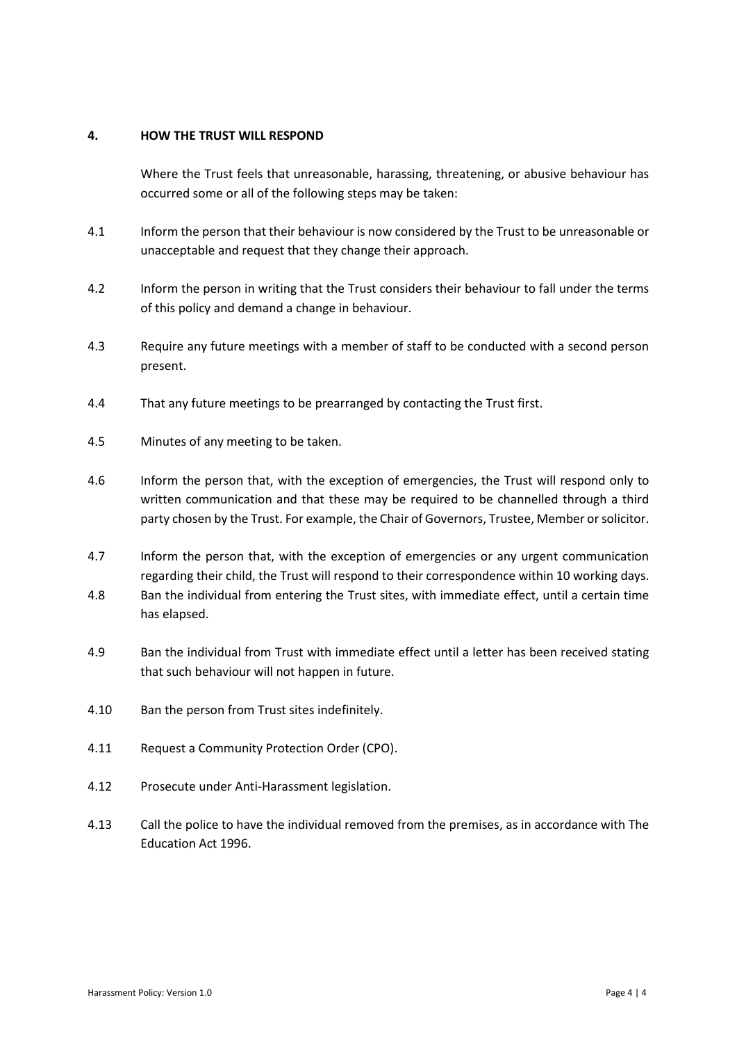## 4. HOW THE TRUST WILL RESPOND

Where the Trust feels that unreasonable, harassing, threatening, or abusive behaviour has occurred some or all of the following steps may be taken:

4.1 Inform the person that their behaviour is now considered by the Trust to be unreasonable or unacceptable and request that they change their approach.

4.2 Inform the person in writing that the Trust considers their behaviour to fall under the terms of this policy and demand a change in behaviour.

4.3 Require any future meetings with a member of staff to be conducted with a second person present.

4.4 That any future meetings to be prearranged by contacting the Trust first.

4.5 Minutes of any meeting to be taken.

4.6 Inform the person that, with the exception of emergencies, the Trust will respond only to written communication and that these may be required to be channelled through a third party chosen by the Trust. For example, the Chair of Governors, Trustee, Member or solicitor.

4.7 Inform the person that, with the exception of emergencies or any urgent communication regarding their child, the Trust will respond to their correspondence within 10 working days.

4.8 Ban the individual from entering the Trust sites, with immediate effect, until a certain time has elapsed.

4.9 Ban the individual from Trust with immediate effect until a letter has been received stating that such behaviour will not happen in future.

4.10 Ban the person from Trust sites indefinitely.

4.11 Request a Community Protection Order (CPO).

4.12 Prosecute under Anti-Harassment legislation.

4.13 Call the police to have the individual removed from the premises, as in accordance with The Education Act 1996.